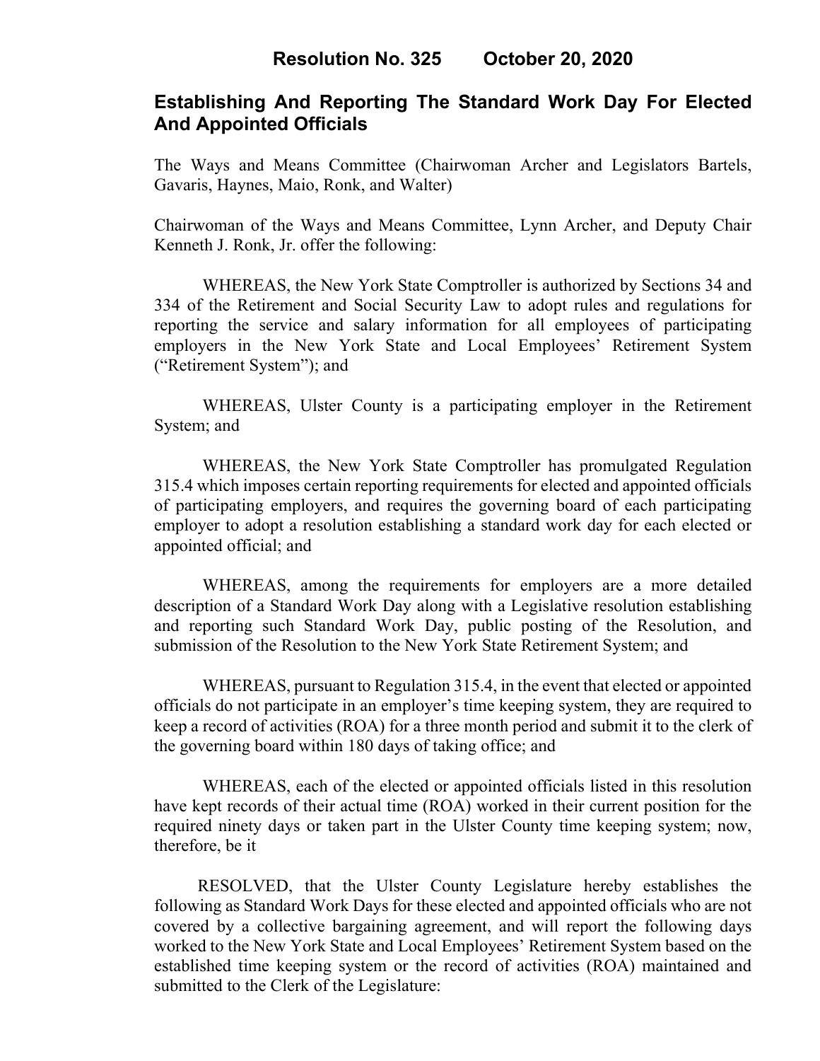# Resolution No. 325 October 20, 2020

## Establishing And Reporting The Standard Work Day For Elected And Appointed Officials

The Ways and Means Committee (Chairwoman Archer and Legislators Bartels, Gavaris, Haynes, Maio, Ronk, and Walter)

Chairwoman of the Ways and Means Committee, Lynn Archer, and Deputy Chair Kenneth J. Ronk, Jr. offer the following:

WHEREAS, the New York State Comptroller is authorized by Sections 34 and 334 of the Retirement and Social Security Law to adopt rules and regulations for reporting the service and salary information for all employees of participating employers in the New York State and Local Employees' Retirement System ("Retirement System"); and

WHEREAS, Ulster County is a participating employer in the Retirement System; and

WHEREAS, the New York State Comptroller has promulgated Regulation 315.4 which imposes certain reporting requirements for elected and appointed officials of participating employers, and requires the governing board of each participating employer to adopt a resolution establishing a standard work day for each elected or appointed official; and

WHEREAS, among the requirements for employers are a more detailed description of a Standard Work Day along with a Legislative resolution establishing and reporting such Standard Work Day, public posting of the Resolution, and submission of the Resolution to the New York State Retirement System; and

WHEREAS, pursuant to Regulation 315.4, in the event that elected or appointed officials do not participate in an employer's time keeping system, they are required to keep a record of activities (ROA) for a three month period and submit it to the clerk of the governing board within 180 days of taking office; and

WHEREAS, each of the elected or appointed officials listed in this resolution have kept records of their actual time (ROA) worked in their current position for the required ninety days or taken part in the Ulster County time keeping system; now, therefore, be it

RESOLVED, that the Ulster County Legislature hereby establishes the following as Standard Work Days for these elected and appointed officials who are not covered by a collective bargaining agreement, and will report the following days worked to the New York State and Local Employees' Retirement System based on the established time keeping system or the record of activities (ROA) maintained and submitted to the Clerk of the Legislature: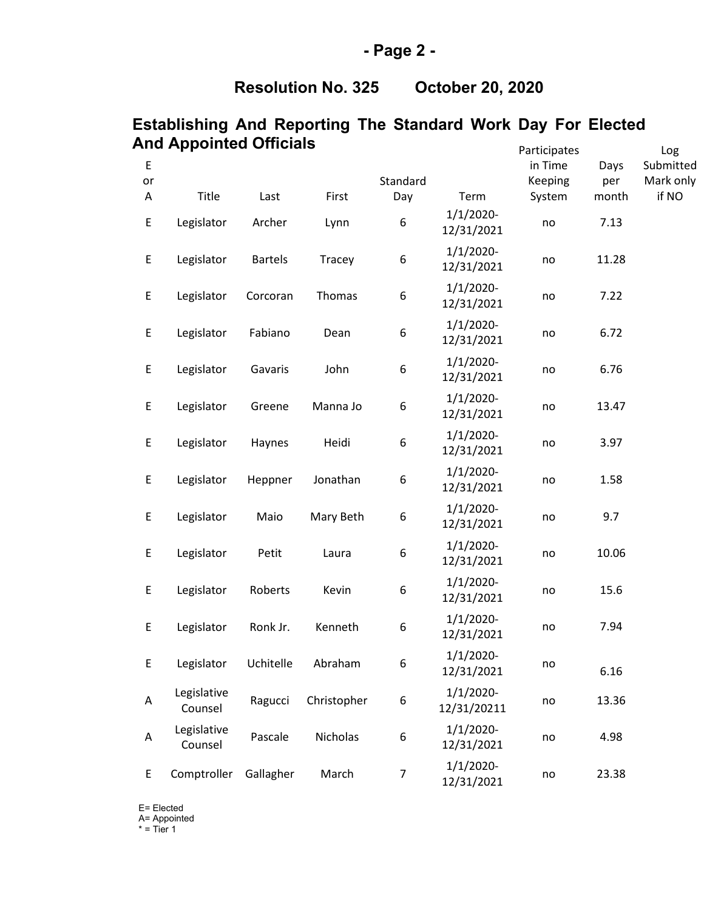**Resolution No. 325 October 20, 2020**

## Establishing And Reporting The Standard Work Day For Elected And Appointed Officials

| E or A | Title | Last | First | Standard Day | Term | Participates in Time Keeping System | Days per month | Log Submitted Mark only if NO |
|---|---|---|---|---|---|---|---|---|
| E | Legislator | Archer | Lynn | 6 | 1/1/2020-12/31/2021 | no | 7.13 | |
| E | Legislator | Bartels | Tracey | 6 | 1/1/2020-12/31/2021 | no | 11.28 | |
| E | Legislator | Corcoran | Thomas | 6 | 1/1/2020-12/31/2021 | no | 7.22 | |
| E | Legislator | Fabiano | Dean | 6 | 1/1/2020-12/31/2021 | no | 6.72 | |
| E | Legislator | Gavaris | John | 6 | 1/1/2020-12/31/2021 | no | 6.76 | |
| E | Legislator | Greene | Manna Jo | 6 | 1/1/2020-12/31/2021 | no | 13.47 | |
| E | Legislator | Haynes | Heidi | 6 | 1/1/2020-12/31/2021 | no | 3.97 | |
| E | Legislator | Heppner | Jonathan | 6 | 1/1/2020-12/31/2021 | no | 1.58 | |
| E | Legislator | Maio | Mary Beth | 6 | 1/1/2020-12/31/2021 | no | 9.7 | |
| E | Legislator | Petit | Laura | 6 | 1/1/2020-12/31/2021 | no | 10.06 | |
| E | Legislator | Roberts | Kevin | 6 | 1/1/2020-12/31/2021 | no | 15.6 | |
| E | Legislator | Ronk Jr. | Kenneth | 6 | 1/1/2020-12/31/2021 | no | 7.94 | |
| E | Legislator | Uchitelle | Abraham | 6 | 1/1/2020-12/31/2021 | no | 6.16 | |
| A | Legislative Counsel | Ragucci | Christopher | 6 | 1/1/2020-12/31/20211 | no | 13.36 | |
| A | Legislative Counsel | Pascale | Nicholas | 6 | 1/1/2020-12/31/2021 | no | 4.98 | |
| E | Comptroller | Gallagher | March | 7 | 1/1/2020-12/31/2021 | no | 23.38 | |

E= Elected
A= Appointed
* = Tier 1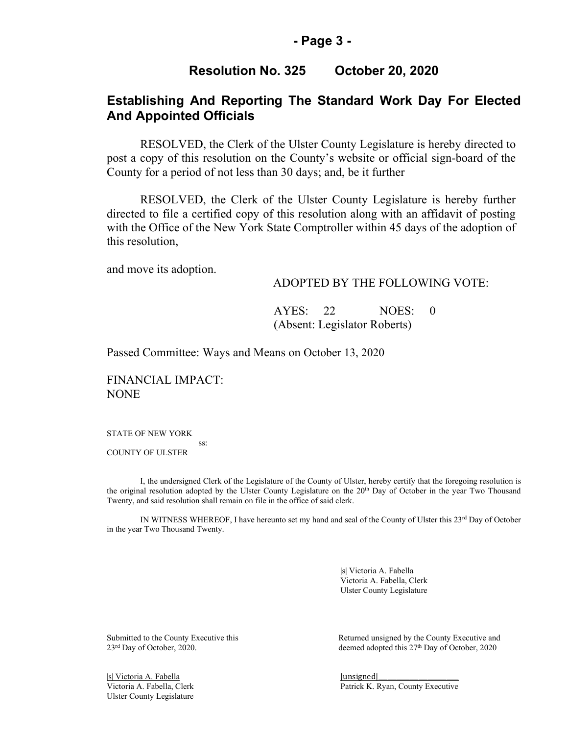## Resolution No. 325 October 20, 2020

## Establishing And Reporting The Standard Work Day For Elected And Appointed Officials

RESOLVED, the Clerk of the Ulster County Legislature is hereby directed to post a copy of this resolution on the County's website or official sign-board of the County for a period of not less than 30 days; and, be it further

RESOLVED, the Clerk of the Ulster County Legislature is hereby further directed to file a certified copy of this resolution along with an affidavit of posting with the Office of the New York State Comptroller within 45 days of the adoption of this resolution,

and move its adoption.

ADOPTED BY THE FOLLOWING VOTE:

AYES: 22 NOES: 0
(Absent: Legislator Roberts)

Passed Committee: Ways and Means on October 13, 2020

FINANCIAL IMPACT:
NONE

STATE OF NEW YORK
ss:
COUNTY OF ULSTER

I, the undersigned Clerk of the Legislature of the County of Ulster, hereby certify that the foregoing resolution is the original resolution adopted by the Ulster County Legislature on the 20th Day of October in the year Two Thousand Twenty, and said resolution shall remain on file in the office of said clerk.

IN WITNESS WHEREOF, I have hereunto set my hand and seal of the County of Ulster this 23rd Day of October in the year Two Thousand Twenty.

|s| Victoria A. Fabella
Victoria A. Fabella, Clerk
Ulster County Legislature

Submitted to the County Executive this 23rd Day of October, 2020.

|s| Victoria A. Fabella
Victoria A. Fabella, Clerk
Ulster County Legislature

Returned unsigned by the County Executive and deemed adopted this 27th Day of October, 2020

|unsigned|
Patrick K. Ryan, County Executive